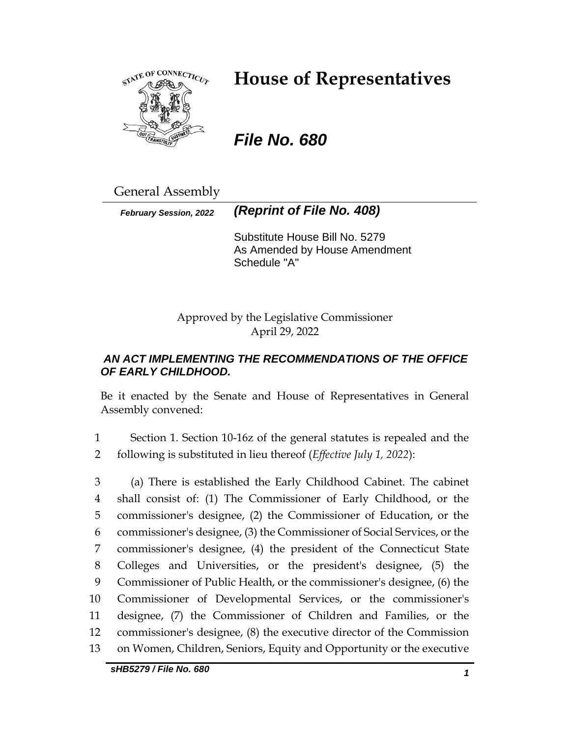# House of Representatives

***File No. 680***

General Assembly

***February Session, 2022*** ***(Reprint of File No. 408)***

Substitute House Bill No. 5279
As Amended by House Amendment Schedule "A"

Approved by the Legislative Commissioner
April 29, 2022

***AN ACT IMPLEMENTING THE RECOMMENDATIONS OF THE OFFICE OF EARLY CHILDHOOD.***

Be it enacted by the Senate and House of Representatives in General Assembly convened:

1 Section 1. Section 10-16z of the general statutes is repealed and the
2 following is substituted in lieu thereof (*Effective July 1, 2022*):

3 (a) There is established the Early Childhood Cabinet. The cabinet
4 shall consist of: (1) The Commissioner of Early Childhood, or the
5 commissioner's designee, (2) the Commissioner of Education, or the
6 commissioner's designee, (3) the Commissioner of Social Services, or the
7 commissioner's designee, (4) the president of the Connecticut State
8 Colleges and Universities, or the president's designee, (5) the
9 Commissioner of Public Health, or the commissioner's designee, (6) the
10 Commissioner of Developmental Services, or the commissioner's
11 designee, (7) the Commissioner of Children and Families, or the
12 commissioner's designee, (8) the executive director of the Commission
13 on Women, Children, Seniors, Equity and Opportunity or the executive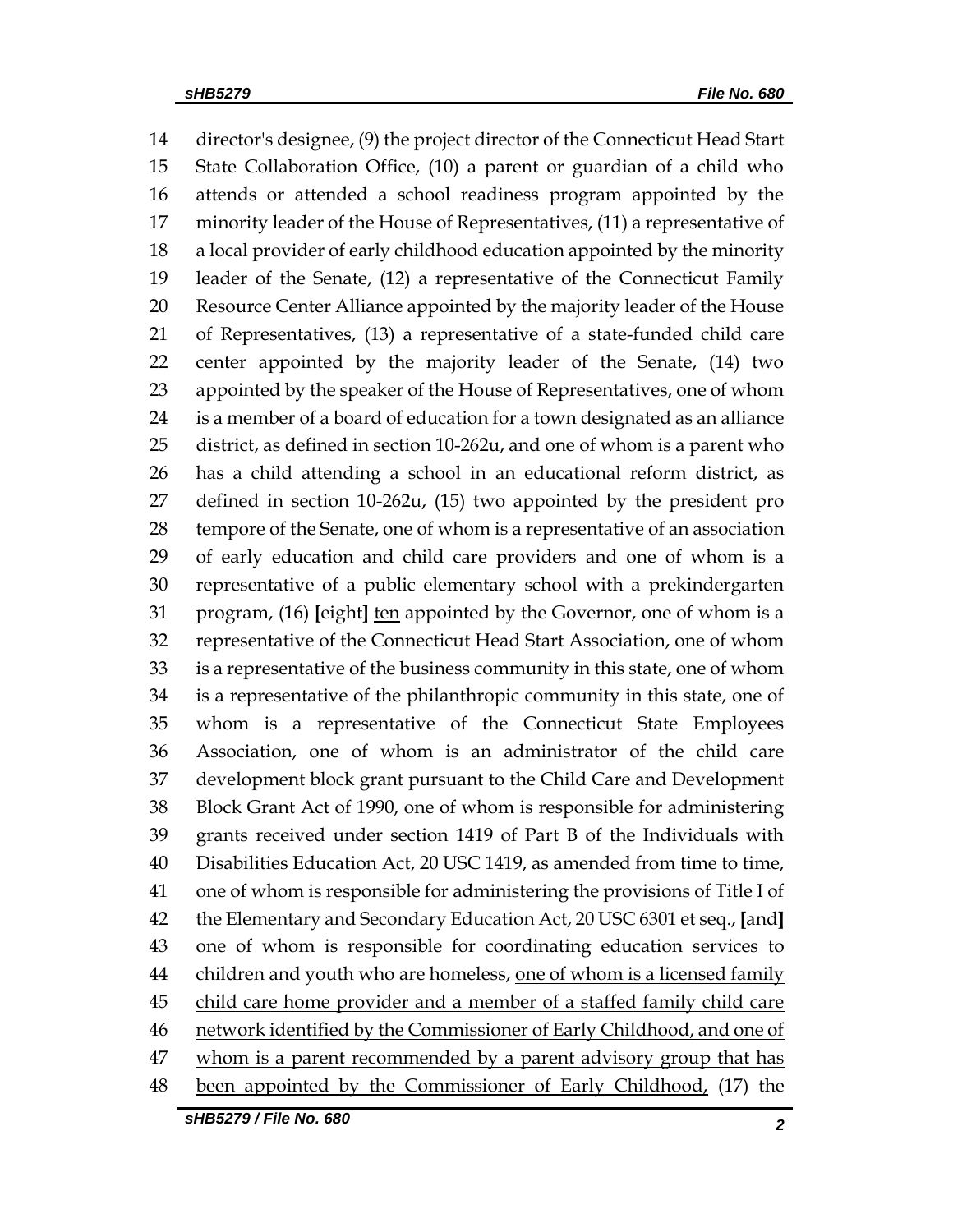14 director's designee, (9) the project director of the Connecticut Head Start
15 State Collaboration Office, (10) a parent or guardian of a child who
16 attends or attended a school readiness program appointed by the
17 minority leader of the House of Representatives, (11) a representative of
18 a local provider of early childhood education appointed by the minority
19 leader of the Senate, (12) a representative of the Connecticut Family
20 Resource Center Alliance appointed by the majority leader of the House
21 of Representatives, (13) a representative of a state-funded child care
22 center appointed by the majority leader of the Senate, (14) two
23 appointed by the speaker of the House of Representatives, one of whom
24 is a member of a board of education for a town designated as an alliance
25 district, as defined in section 10-262u, and one of whom is a parent who
26 has a child attending a school in an educational reform district, as
27 defined in section 10-262u, (15) two appointed by the president pro
28 tempore of the Senate, one of whom is a representative of an association
29 of early education and child care providers and one of whom is a
30 representative of a public elementary school with a prekindergarten
31 program, (16) **[**eight**]** <u>ten</u> appointed by the Governor, one of whom is a
32 representative of the Connecticut Head Start Association, one of whom
33 is a representative of the business community in this state, one of whom
34 is a representative of the philanthropic community in this state, one of
35 whom is a representative of the Connecticut State Employees
36 Association, one of whom is an administrator of the child care
37 development block grant pursuant to the Child Care and Development
38 Block Grant Act of 1990, one of whom is responsible for administering
39 grants received under section 1419 of Part B of the Individuals with
40 Disabilities Education Act, 20 USC 1419, as amended from time to time,
41 one of whom is responsible for administering the provisions of Title I of
42 the Elementary and Secondary Education Act, 20 USC 6301 et seq., **[**and**]**
43 one of whom is responsible for coordinating education services to
44 children and youth who are homeless, <u>one of whom is a licensed family</u>
45 <u>child care home provider and a member of a staffed family child care</u>
46 <u>network identified by the Commissioner of Early Childhood, and one of</u>
47 <u>whom is a parent recommended by a parent advisory group that has</u>
48 <u>been appointed by the Commissioner of Early Childhood,</u> (17) the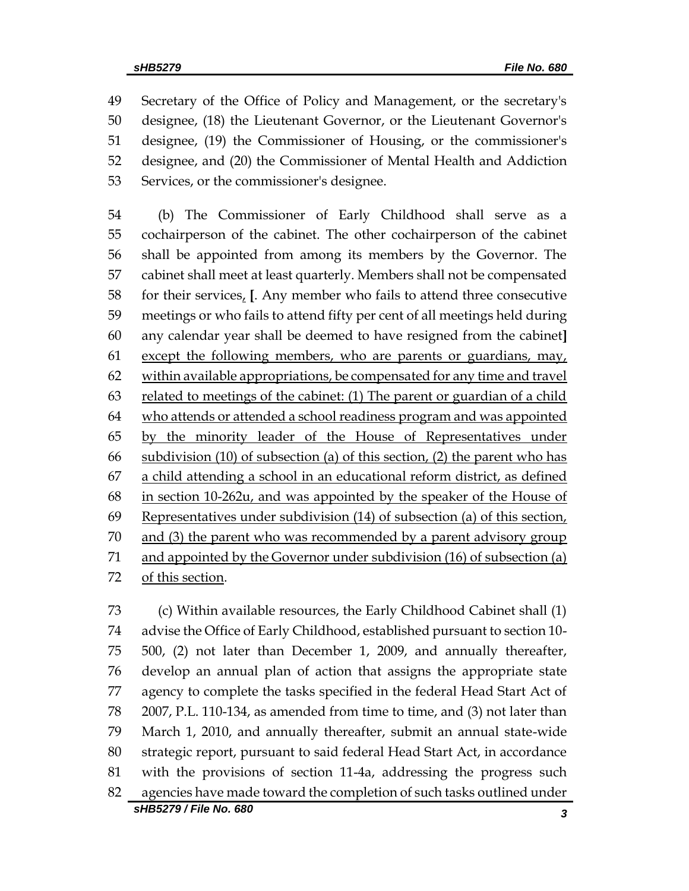49 Secretary of the Office of Policy and Management, or the secretary's
50 designee, (18) the Lieutenant Governor, or the Lieutenant Governor's
51 designee, (19) the Commissioner of Housing, or the commissioner's
52 designee, and (20) the Commissioner of Mental Health and Addiction
53 Services, or the commissioner's designee.

54 (b) The Commissioner of Early Childhood shall serve as a
55 cochairperson of the cabinet. The other cochairperson of the cabinet
56 shall be appointed from among its members by the Governor. The
57 cabinet shall meet at least quarterly. Members shall not be compensated
58 for their services<u>,</u> **[**. Any member who fails to attend three consecutive
59 meetings or who fails to attend fifty per cent of all meetings held during
60 any calendar year shall be deemed to have resigned from the cabinet**]**
61 <u>except the following members, who are parents or guardians, may,</u>
62 <u>within available appropriations, be compensated for any time and travel</u>
63 <u>related to meetings of the cabinet: (1) The parent or guardian of a child</u>
64 <u>who attends or attended a school readiness program and was appointed</u>
65 <u>by the minority leader of the House of Representatives under</u>
66 <u>subdivision (10) of subsection (a) of this section, (2) the parent who has</u>
67 <u>a child attending a school in an educational reform district, as defined</u>
68 <u>in section 10-262u, and was appointed by the speaker of the House of</u>
69 <u>Representatives under subdivision (14) of subsection (a) of this section,</u>
70 <u>and (3) the parent who was recommended by a parent advisory group</u>
71 <u>and appointed by the Governor under subdivision (16) of subsection (a)</u>
72 <u>of this section</u>.

73 (c) Within available resources, the Early Childhood Cabinet shall (1)
74 advise the Office of Early Childhood, established pursuant to section 10-
75 500, (2) not later than December 1, 2009, and annually thereafter,
76 develop an annual plan of action that assigns the appropriate state
77 agency to complete the tasks specified in the federal Head Start Act of
78 2007, P.L. 110-134, as amended from time to time, and (3) not later than
79 March 1, 2010, and annually thereafter, submit an annual state-wide
80 strategic report, pursuant to said federal Head Start Act, in accordance
81 with the provisions of section 11-4a, addressing the progress such
82 agencies have made toward the completion of such tasks outlined under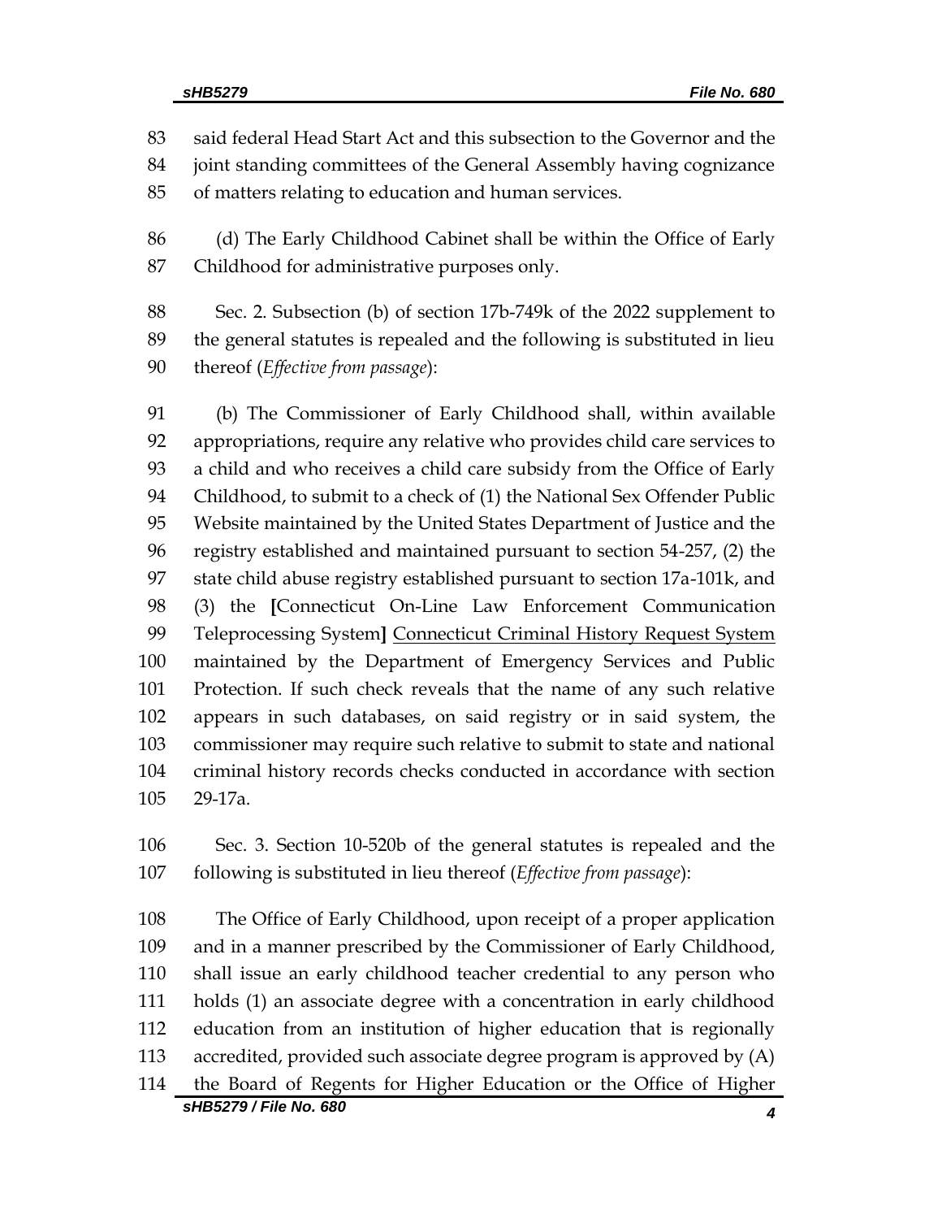said federal Head Start Act and this subsection to the Governor and the joint standing committees of the General Assembly having cognizance of matters relating to education and human services.

(d) The Early Childhood Cabinet shall be within the Office of Early Childhood for administrative purposes only.

Sec. 2. Subsection (b) of section 17b-749k of the 2022 supplement to the general statutes is repealed and the following is substituted in lieu thereof (*Effective from passage*):

(b) The Commissioner of Early Childhood shall, within available appropriations, require any relative who provides child care services to a child and who receives a child care subsidy from the Office of Early Childhood, to submit to a check of (1) the National Sex Offender Public Website maintained by the United States Department of Justice and the registry established and maintained pursuant to section 54-257, (2) the state child abuse registry established pursuant to section 17a-101k, and (3) the **[**Connecticut On-Line Law Enforcement Communication Teleprocessing System**]** <u>Connecticut Criminal History Request System</u> maintained by the Department of Emergency Services and Public Protection. If such check reveals that the name of any such relative appears in such databases, on said registry or in said system, the commissioner may require such relative to submit to state and national criminal history records checks conducted in accordance with section 29-17a.

Sec. 3. Section 10-520b of the general statutes is repealed and the following is substituted in lieu thereof (*Effective from passage*):

The Office of Early Childhood, upon receipt of a proper application and in a manner prescribed by the Commissioner of Early Childhood, shall issue an early childhood teacher credential to any person who holds (1) an associate degree with a concentration in early childhood education from an institution of higher education that is regionally accredited, provided such associate degree program is approved by (A) the Board of Regents for Higher Education or the Office of Higher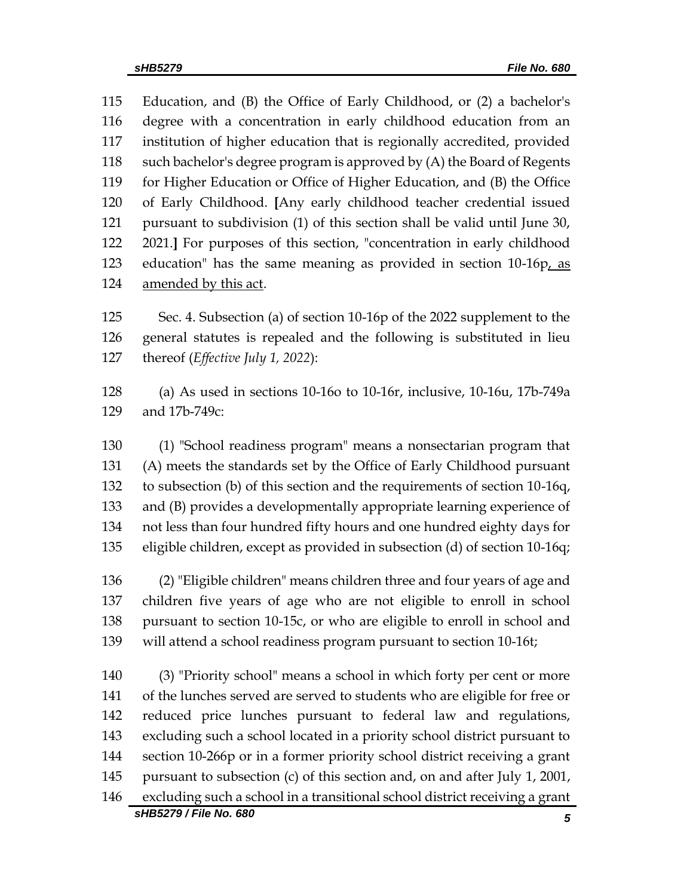Education, and (B) the Office of Early Childhood, or (2) a bachelor's degree with a concentration in early childhood education from an institution of higher education that is regionally accredited, provided such bachelor's degree program is approved by (A) the Board of Regents for Higher Education or Office of Higher Education, and (B) the Office of Early Childhood. **[**Any early childhood teacher credential issued pursuant to subdivision (1) of this section shall be valid until June 30, 2021.**]** For purposes of this section, "concentration in early childhood education" has the same meaning as provided in section 10-16p, as amended by this act.

Sec. 4. Subsection (a) of section 10-16p of the 2022 supplement to the general statutes is repealed and the following is substituted in lieu thereof (*Effective July 1, 2022*):

(a) As used in sections 10-16o to 10-16r, inclusive, 10-16u, 17b-749a and 17b-749c:

(1) "School readiness program" means a nonsectarian program that (A) meets the standards set by the Office of Early Childhood pursuant to subsection (b) of this section and the requirements of section 10-16q, and (B) provides a developmentally appropriate learning experience of not less than four hundred fifty hours and one hundred eighty days for eligible children, except as provided in subsection (d) of section 10-16q;

(2) "Eligible children" means children three and four years of age and children five years of age who are not eligible to enroll in school pursuant to section 10-15c, or who are eligible to enroll in school and will attend a school readiness program pursuant to section 10-16t;

(3) "Priority school" means a school in which forty per cent or more of the lunches served are served to students who are eligible for free or reduced price lunches pursuant to federal law and regulations, excluding such a school located in a priority school district pursuant to section 10-266p or in a former priority school district receiving a grant pursuant to subsection (c) of this section and, on and after July 1, 2001, excluding such a school in a transitional school district receiving a grant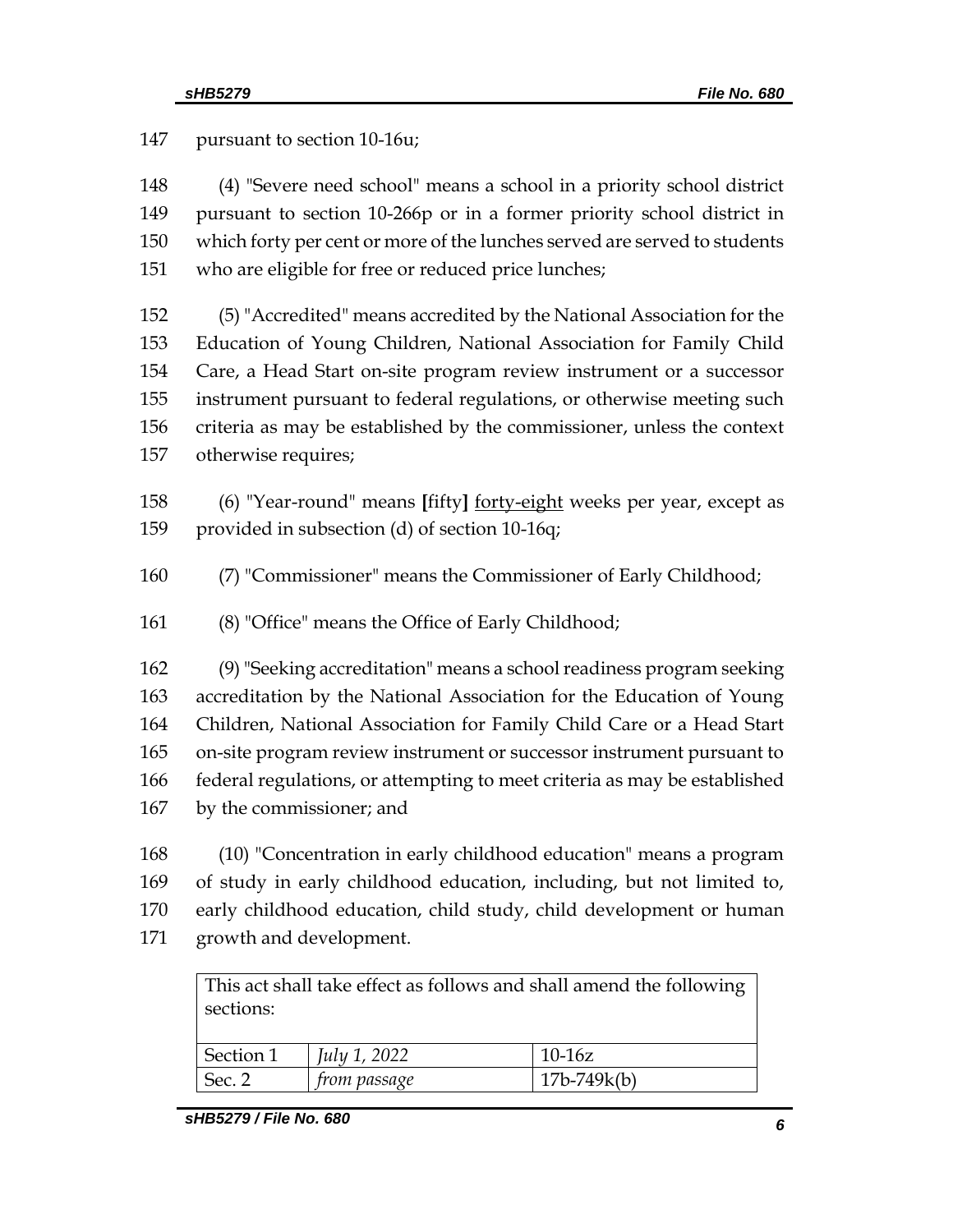147 pursuant to section 10-16u;

148 (4) "Severe need school" means a school in a priority school district 149 pursuant to section 10-266p or in a former priority school district in 150 which forty per cent or more of the lunches served are served to students 151 who are eligible for free or reduced price lunches;

152 (5) "Accredited" means accredited by the National Association for the 153 Education of Young Children, National Association for Family Child 154 Care, a Head Start on-site program review instrument or a successor 155 instrument pursuant to federal regulations, or otherwise meeting such 156 criteria as may be established by the commissioner, unless the context 157 otherwise requires;

158 (6) "Year-round" means **[**fifty**]** <u>forty-eight</u> weeks per year, except as 159 provided in subsection (d) of section 10-16q;

160 (7) "Commissioner" means the Commissioner of Early Childhood;

161 (8) "Office" means the Office of Early Childhood;

162 (9) "Seeking accreditation" means a school readiness program seeking 163 accreditation by the National Association for the Education of Young 164 Children, National Association for Family Child Care or a Head Start 165 on-site program review instrument or successor instrument pursuant to 166 federal regulations, or attempting to meet criteria as may be established 167 by the commissioner; and

168 (10) "Concentration in early childhood education" means a program 169 of study in early childhood education, including, but not limited to, 170 early childhood education, child study, child development or human 171 growth and development.

| This act shall take effect as follows and shall amend the following sections: | | |
|---|---|---|
| Section 1 | *July 1, 2022* | 10-16z |
| Sec. 2 | *from passage* | 17b-749k(b) |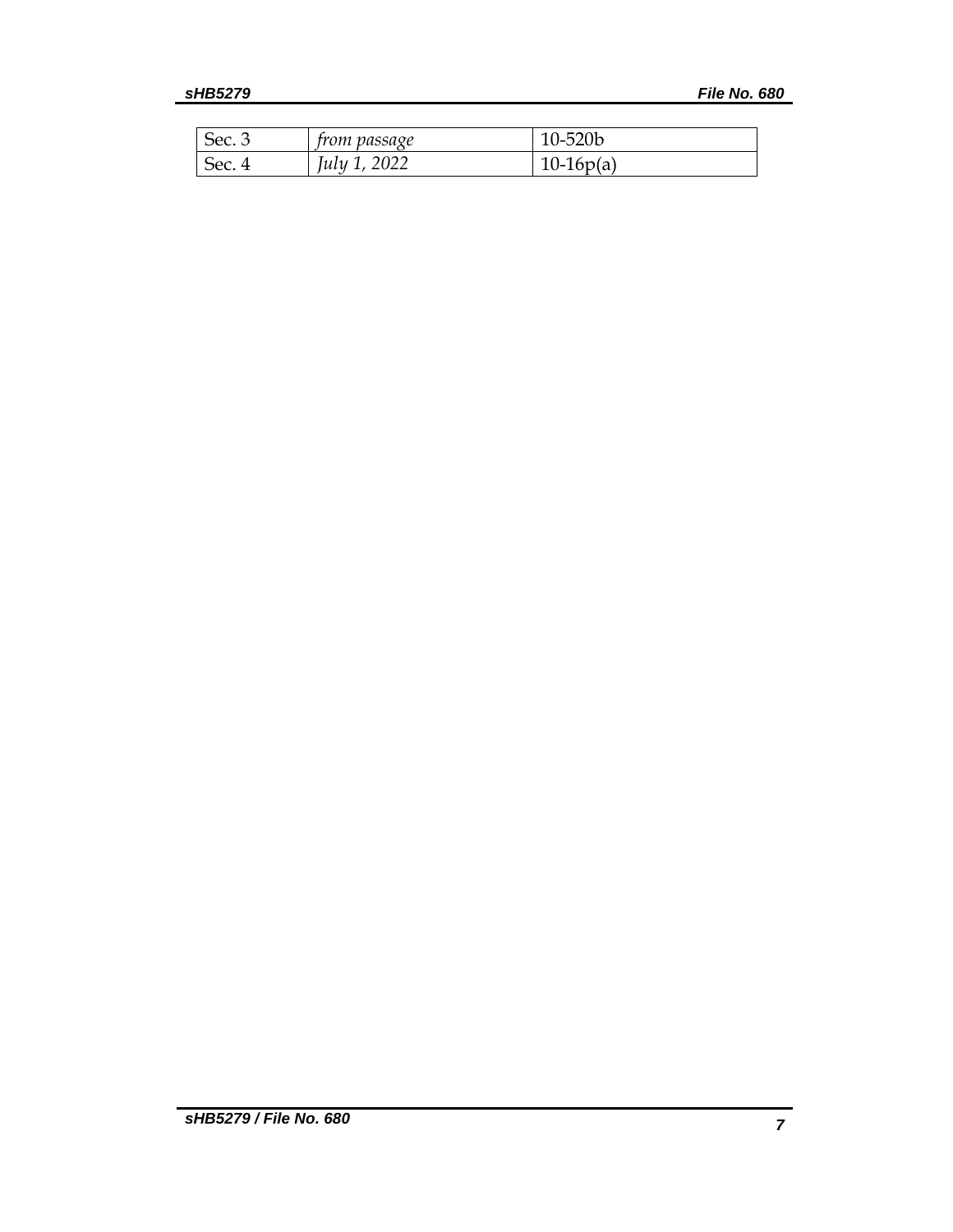| Sec. 3 | *from passage* | 10-520b |
| --- | --- | --- |
| Sec. 4 | *July 1, 2022* | 10-16p(a) |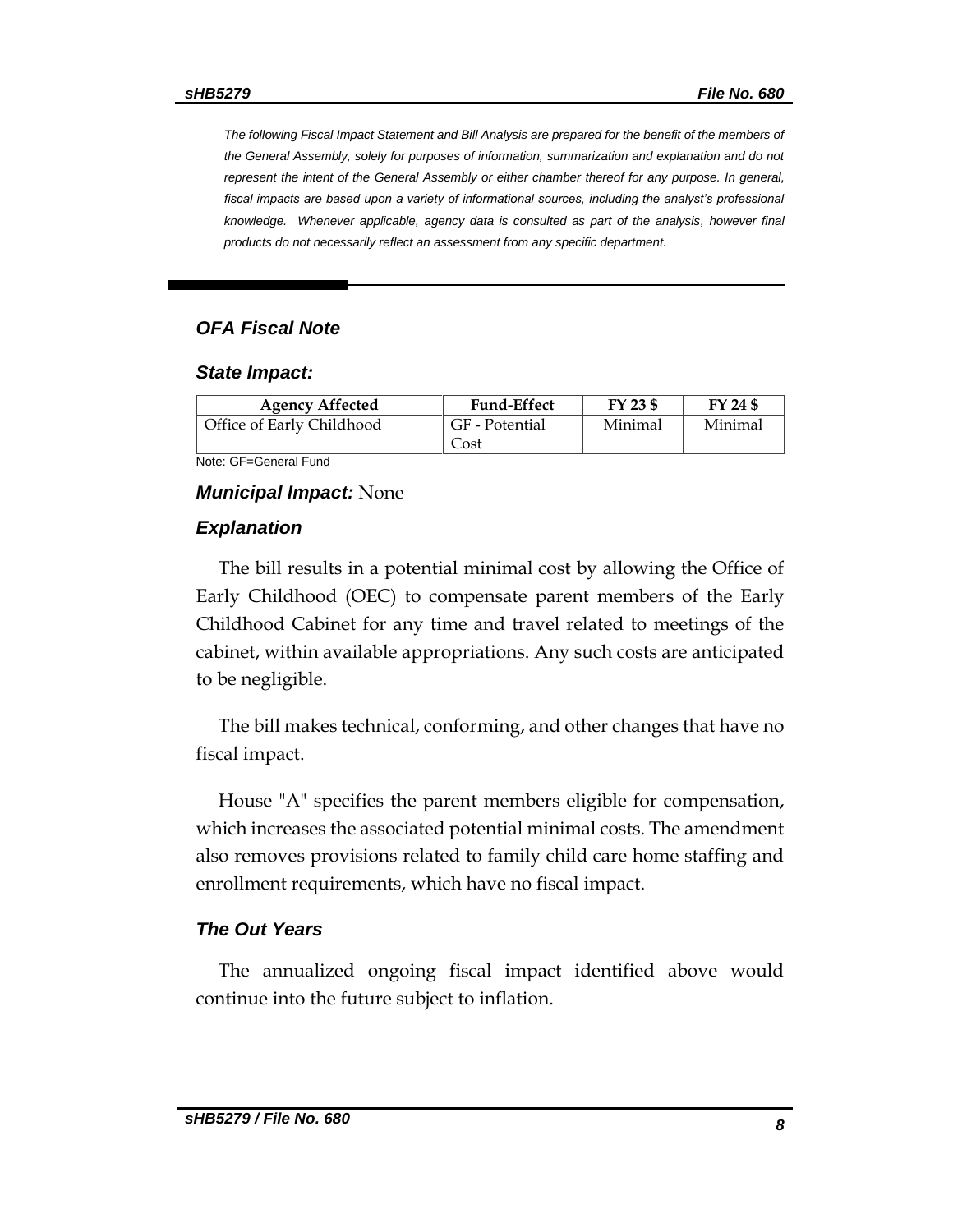*The following Fiscal Impact Statement and Bill Analysis are prepared for the benefit of the members of the General Assembly, solely for purposes of information, summarization and explanation and do not represent the intent of the General Assembly or either chamber thereof for any purpose. In general, fiscal impacts are based upon a variety of informational sources, including the analyst's professional knowledge. Whenever applicable, agency data is consulted as part of the analysis, however final products do not necessarily reflect an assessment from any specific department.*

---

## *OFA Fiscal Note*

### *State Impact:*

| Agency Affected | Fund-Effect | FY 23 $ | FY 24 $ |
|---|---|---|---|
| Office of Early Childhood | GF - Potential Cost | Minimal | Minimal |

Note: GF=General Fund

***Municipal Impact:*** None

### *Explanation*

The bill results in a potential minimal cost by allowing the Office of Early Childhood (OEC) to compensate parent members of the Early Childhood Cabinet for any time and travel related to meetings of the cabinet, within available appropriations. Any such costs are anticipated to be negligible.

The bill makes technical, conforming, and other changes that have no fiscal impact.

House "A" specifies the parent members eligible for compensation, which increases the associated potential minimal costs. The amendment also removes provisions related to family child care home staffing and enrollment requirements, which have no fiscal impact.

### *The Out Years*

The annualized ongoing fiscal impact identified above would continue into the future subject to inflation.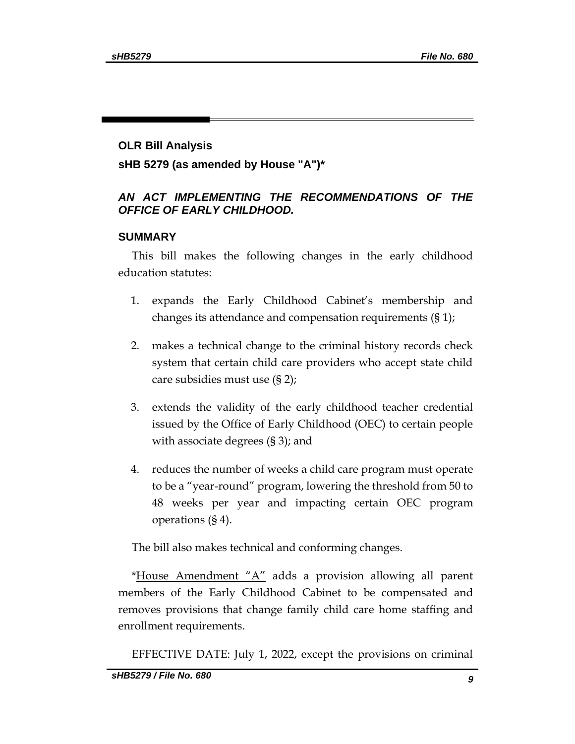## OLR Bill Analysis

### sHB 5279 (as amended by House "A")*

### *AN ACT IMPLEMENTING THE RECOMMENDATIONS OF THE OFFICE OF EARLY CHILDHOOD.*

### SUMMARY

This bill makes the following changes in the early childhood education statutes:

1. expands the Early Childhood Cabinet's membership and changes its attendance and compensation requirements (§ 1);
2. makes a technical change to the criminal history records check system that certain child care providers who accept state child care subsidies must use (§ 2);
3. extends the validity of the early childhood teacher credential issued by the Office of Early Childhood (OEC) to certain people with associate degrees (§ 3); and
4. reduces the number of weeks a child care program must operate to be a "year-round" program, lowering the threshold from 50 to 48 weeks per year and impacting certain OEC program operations (§ 4).

The bill also makes technical and conforming changes.

*<u>House Amendment "A"</u> adds a provision allowing all parent members of the Early Childhood Cabinet to be compensated and removes provisions that change family child care home staffing and enrollment requirements.

EFFECTIVE DATE: July 1, 2022, except the provisions on criminal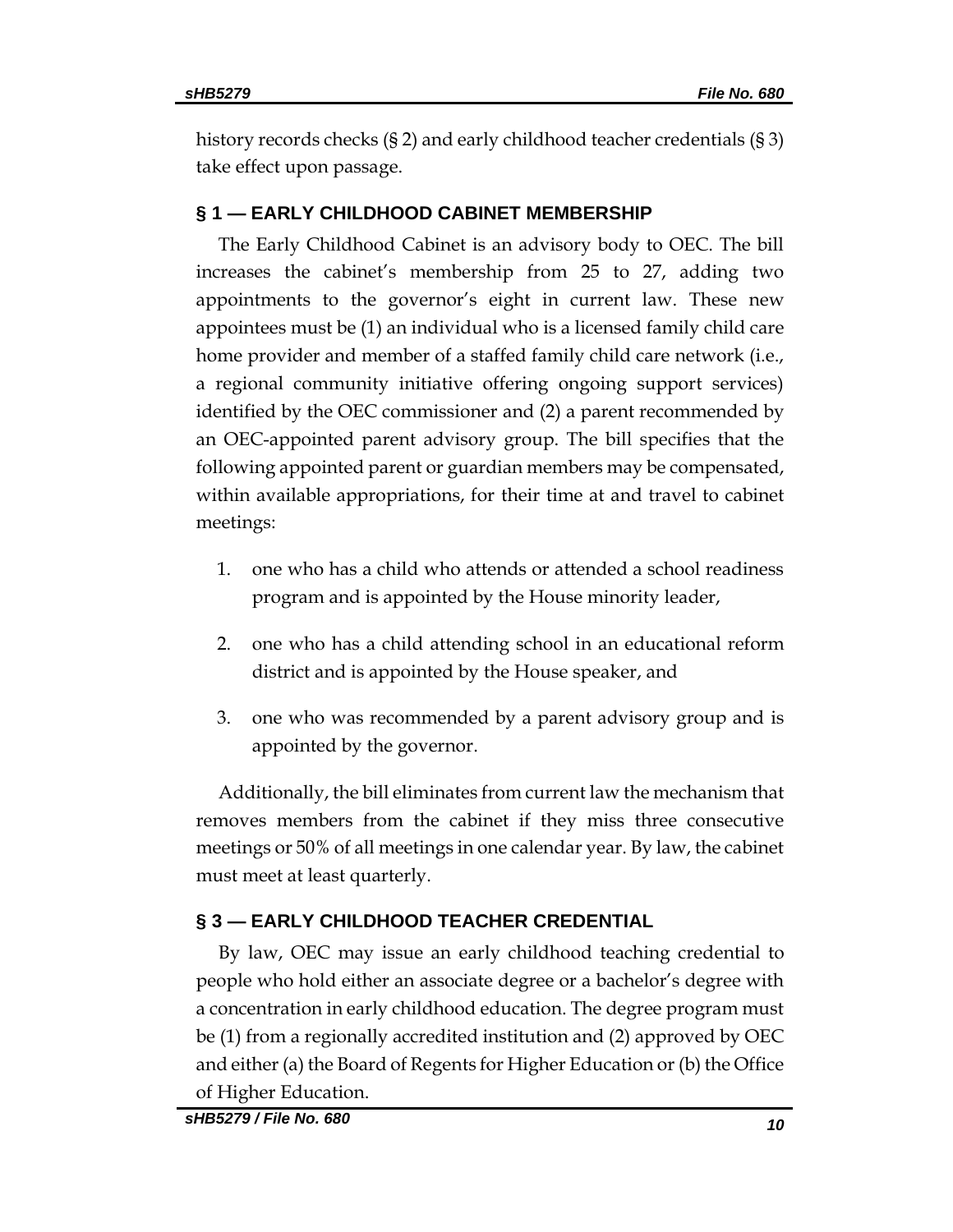history records checks (§ 2) and early childhood teacher credentials (§ 3) take effect upon passage.

## § 1 — EARLY CHILDHOOD CABINET MEMBERSHIP

The Early Childhood Cabinet is an advisory body to OEC. The bill increases the cabinet's membership from 25 to 27, adding two appointments to the governor's eight in current law. These new appointees must be (1) an individual who is a licensed family child care home provider and member of a staffed family child care network (i.e., a regional community initiative offering ongoing support services) identified by the OEC commissioner and (2) a parent recommended by an OEC-appointed parent advisory group. The bill specifies that the following appointed parent or guardian members may be compensated, within available appropriations, for their time at and travel to cabinet meetings:

1. one who has a child who attends or attended a school readiness program and is appointed by the House minority leader,
2. one who has a child attending school in an educational reform district and is appointed by the House speaker, and
3. one who was recommended by a parent advisory group and is appointed by the governor.

Additionally, the bill eliminates from current law the mechanism that removes members from the cabinet if they miss three consecutive meetings or 50% of all meetings in one calendar year. By law, the cabinet must meet at least quarterly.

## § 3 — EARLY CHILDHOOD TEACHER CREDENTIAL

By law, OEC may issue an early childhood teaching credential to people who hold either an associate degree or a bachelor's degree with a concentration in early childhood education. The degree program must be (1) from a regionally accredited institution and (2) approved by OEC and either (a) the Board of Regents for Higher Education or (b) the Office of Higher Education.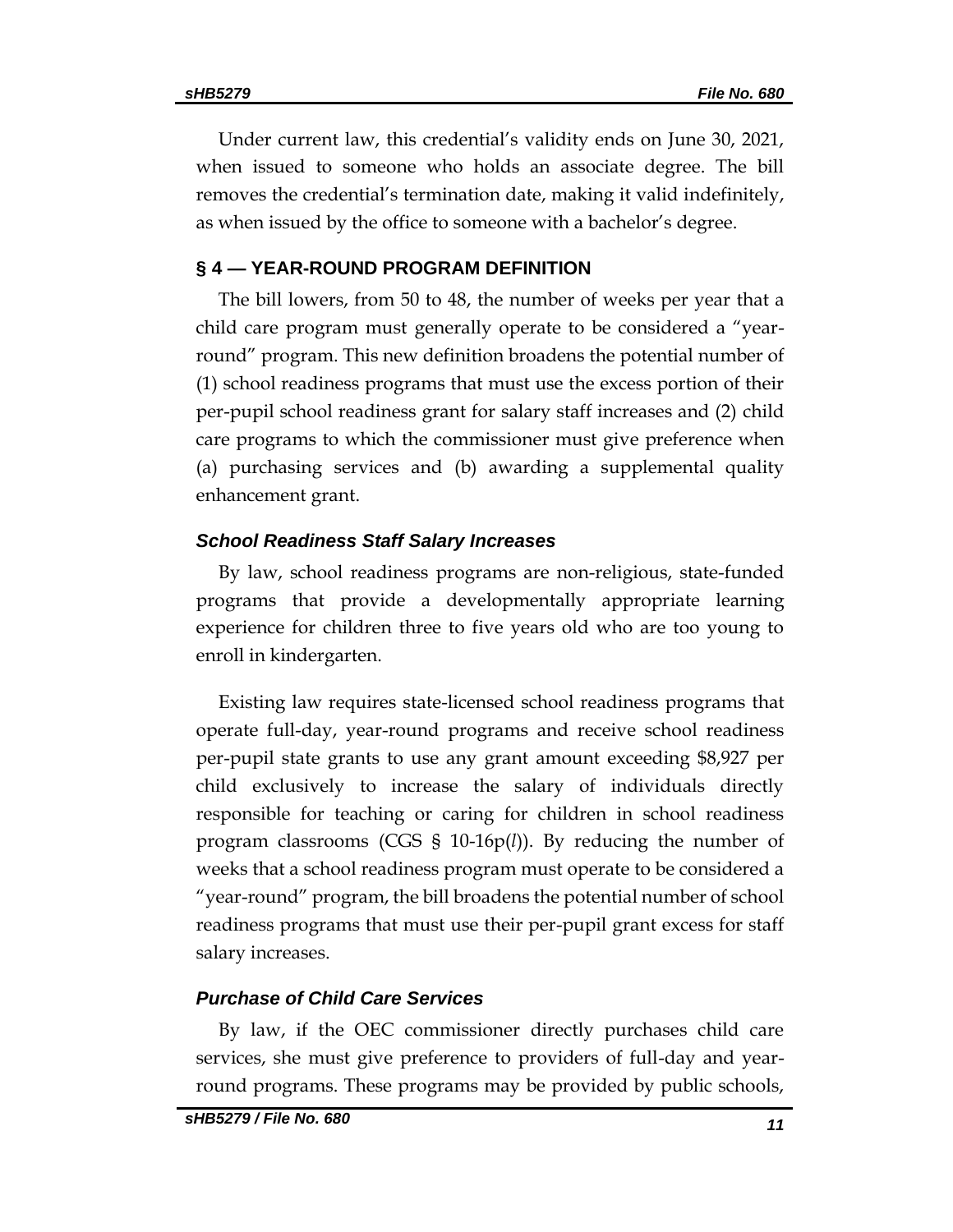Under current law, this credential's validity ends on June 30, 2021, when issued to someone who holds an associate degree. The bill removes the credential's termination date, making it valid indefinitely, as when issued by the office to someone with a bachelor's degree.

## § 4 — YEAR-ROUND PROGRAM DEFINITION

The bill lowers, from 50 to 48, the number of weeks per year that a child care program must generally operate to be considered a "year-round" program. This new definition broadens the potential number of (1) school readiness programs that must use the excess portion of their per-pupil school readiness grant for salary staff increases and (2) child care programs to which the commissioner must give preference when (a) purchasing services and (b) awarding a supplemental quality enhancement grant.

### *School Readiness Staff Salary Increases*

By law, school readiness programs are non-religious, state-funded programs that provide a developmentally appropriate learning experience for children three to five years old who are too young to enroll in kindergarten.

Existing law requires state-licensed school readiness programs that operate full-day, year-round programs and receive school readiness per-pupil state grants to use any grant amount exceeding $8,927 per child exclusively to increase the salary of individuals directly responsible for teaching or caring for children in school readiness program classrooms (CGS § 10-16p(*l*)). By reducing the number of weeks that a school readiness program must operate to be considered a "year-round" program, the bill broadens the potential number of school readiness programs that must use their per-pupil grant excess for staff salary increases.

### *Purchase of Child Care Services*

By law, if the OEC commissioner directly purchases child care services, she must give preference to providers of full-day and year-round programs. These programs may be provided by public schools,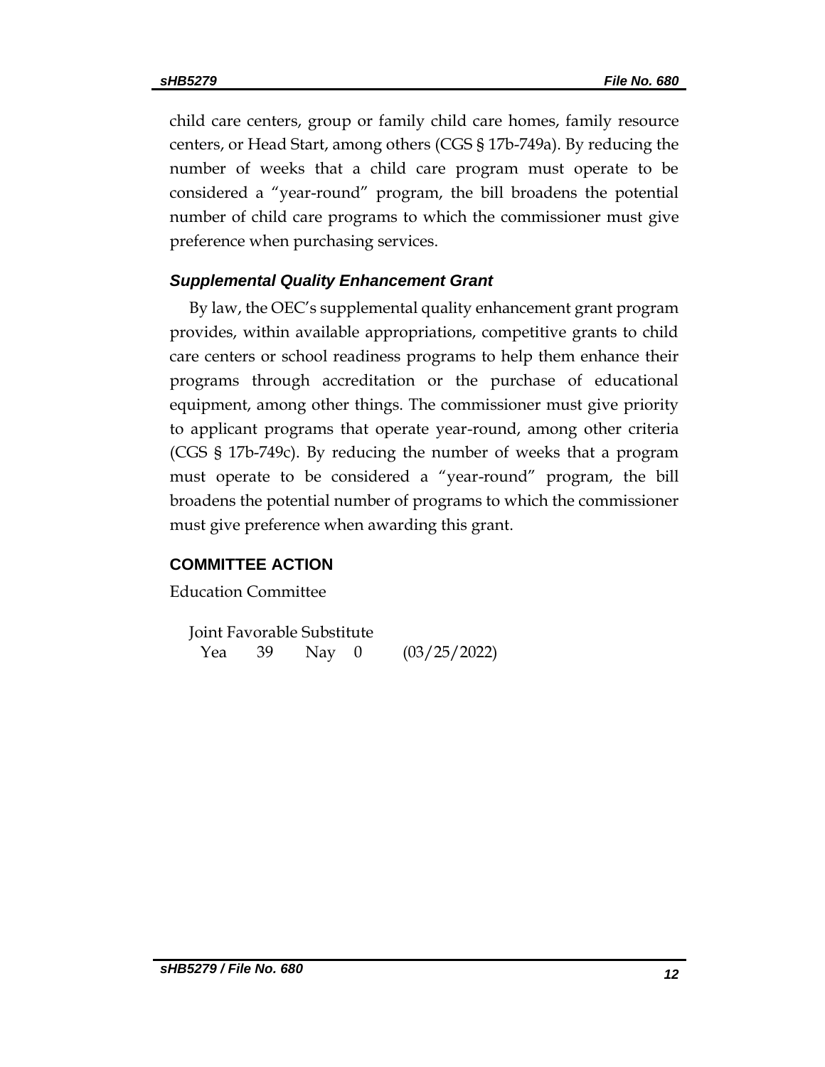child care centers, group or family child care homes, family resource centers, or Head Start, among others (CGS § 17b-749a). By reducing the number of weeks that a child care program must operate to be considered a "year-round" program, the bill broadens the potential number of child care programs to which the commissioner must give preference when purchasing services.

### *Supplemental Quality Enhancement Grant*

By law, the OEC's supplemental quality enhancement grant program provides, within available appropriations, competitive grants to child care centers or school readiness programs to help them enhance their programs through accreditation or the purchase of educational equipment, among other things. The commissioner must give priority to applicant programs that operate year-round, among other criteria (CGS § 17b-749c). By reducing the number of weeks that a program must operate to be considered a "year-round" program, the bill broadens the potential number of programs to which the commissioner must give preference when awarding this grant.

## COMMITTEE ACTION

Education Committee

Joint Favorable Substitute
Yea 39 Nay 0 (03/25/2022)